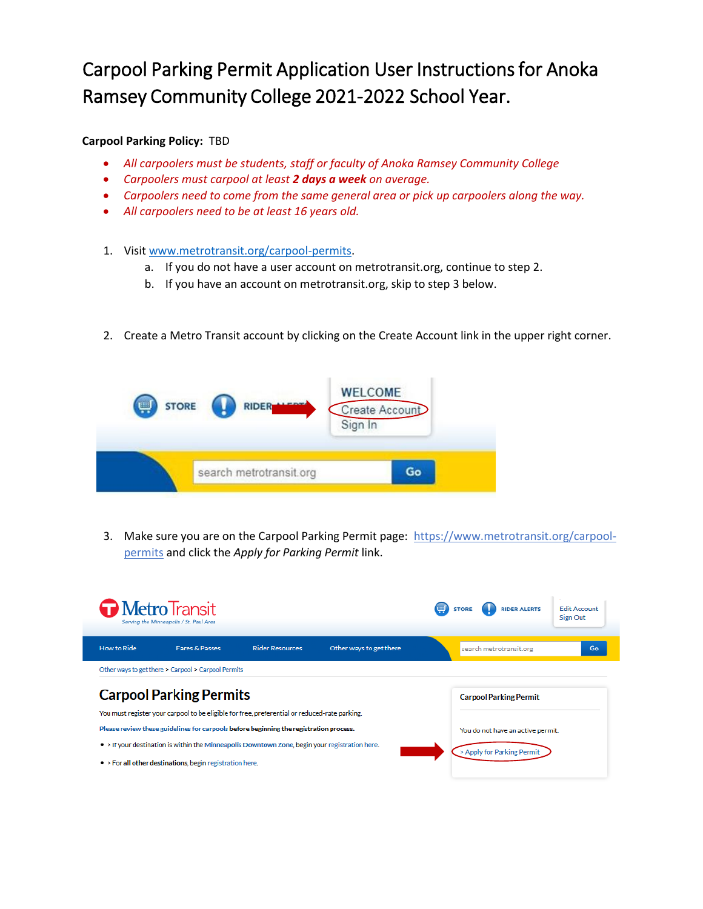# Carpool Parking Permit Application User Instructions for Anoka Ramsey Community College 2021-2022 School Year.

**Carpool Parking Policy:** TBD

- *All carpoolers must be students, staff or faculty of Anoka Ramsey Community College*
- *Carpoolers must carpool at least **2 days a week** on average.*
- *Carpoolers need to come from the same general area or pick up carpoolers along the way.*
- *All carpoolers need to be at least 16 years old.*

1. Visit www.metrotransit.org/carpool-permits.
   a. If you do not have a user account on metrotransit.org, continue to step 2.
   b. If you have an account on metrotransit.org, skip to step 3 below.

2. Create a Metro Transit account by clicking on the Create Account link in the upper right corner.

3. Make sure you are on the Carpool Parking Permit page: https://www.metrotransit.org/carpool-permits and click the *Apply for Parking Permit* link.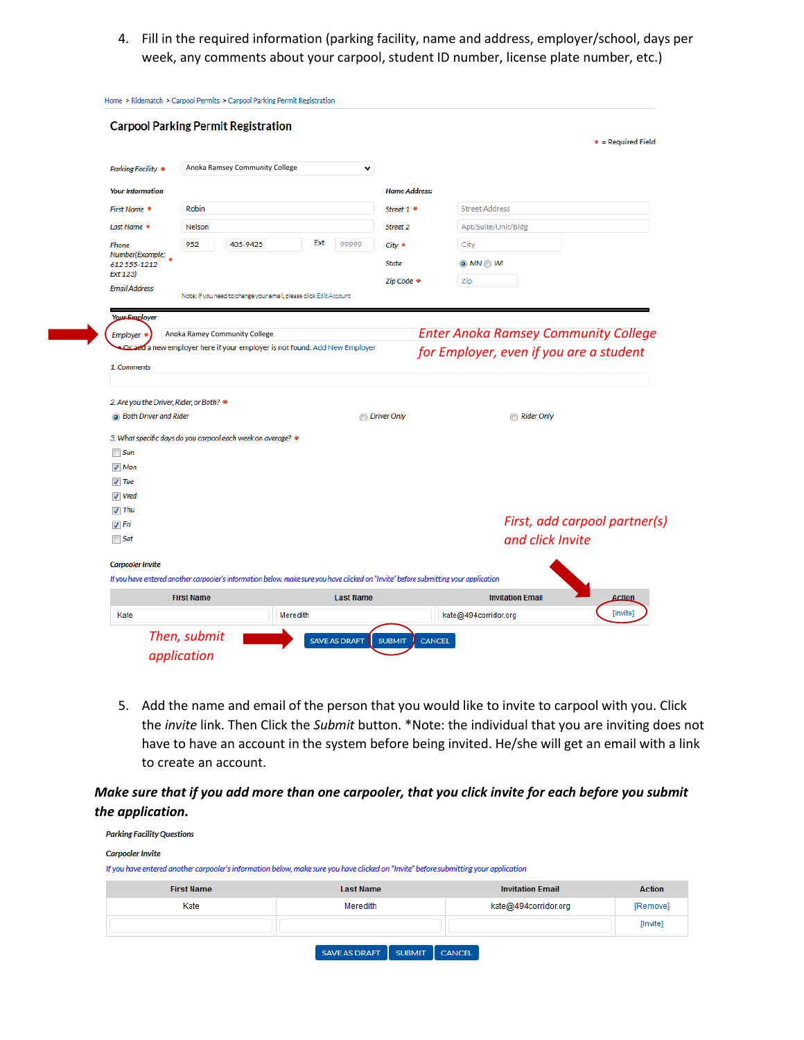4. Fill in the required information (parking facility, name and address, employer/school, days per week, any comments about your carpool, student ID number, license plate number, etc.)

Home > Ridematch > Carpool Permits > Carpool Parking Permit Registration

**Carpool Parking Permit Registration**

* = Required Field

Parking Facility *: Anoka Ramsey Community College

**Your Information**

First Name *: Robin

Last Name *: Nelson

Phone Number(Example: 612 555-1212 Ext 123) *: 952 405-9425 Ext 99999

Email Address

Note: If you need to change your email, please click Edit Account

**Home Address:**

Street 1 *: Street Address

Street 2: Apt/Suite/Unit/Bldg

City *: City

State: MN WI

Zip Code *: Zip

**Your Employer**

Employer *: Anoka Ramey Community College

Or add a new employer here if your employer is not found. Add New Employer

*Enter Anoka Ramsey Community College for Employer, even if you are a student*

1. Comments

2. Are you the Driver, Rider, or Both? *

- Both Driver and Rider
- Driver Only
- Rider Only

3. What specific days do you carpool each week on average? *

- [ ] Sun
- [x] Mon
- [x] Tue
- [x] Wed
- [x] Thu
- [x] Fri
- [ ] Sat

*First, add carpool partner(s) and click Invite*

**Carpooler Invite**

*If you have entered another carpooler's information below, make sure you have clicked on "Invite" before submitting your application*

| First Name | Last Name | Invitation Email | Action |
|---|---|---|---|
| Kate | Meredith | kate@494corridor.org | [Invite] |

*Then, submit application*

SAVE AS DRAFT | SUBMIT | CANCEL

5. Add the name and email of the person that you would like to invite to carpool with you. Click the *invite* link. Then Click the *Submit* button. *Note: the individual that you are inviting does not have to have an account in the system before being invited. He/she will get an email with a link to create an account.

***Make sure that if you add more than one carpooler, that you click invite for each before you submit the application.***

Parking Facility Questions

**Carpooler Invite**

*If you have entered another carpooler's information below, make sure you have clicked on "Invite" before submitting your application*

| First Name | Last Name | Invitation Email | Action |
|---|---|---|---|
| Kate | Meredith | kate@494corridor.org | [Remove] |
| | | | [Invite] |

SAVE AS DRAFT | SUBMIT | CANCEL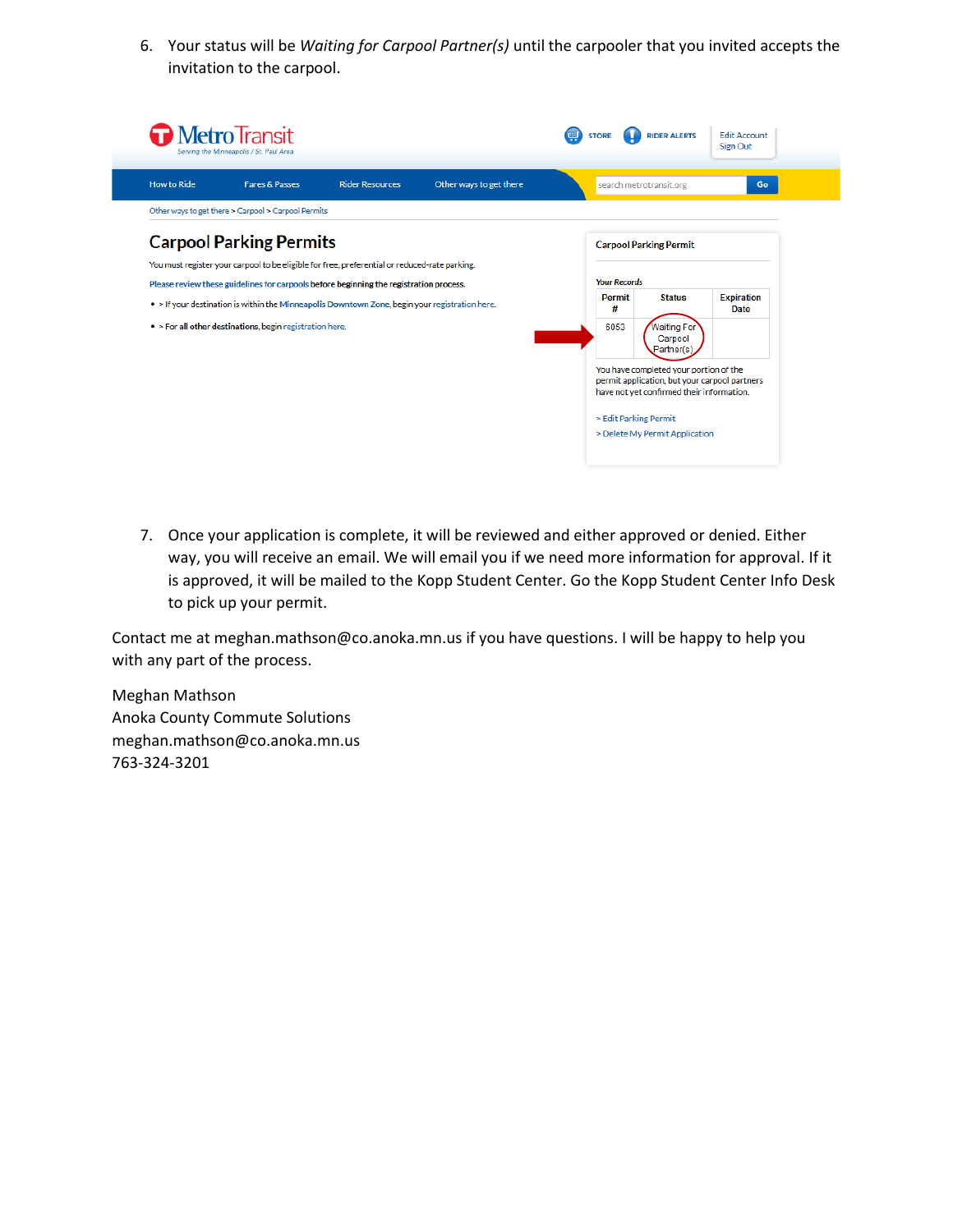6. Your status will be *Waiting for Carpool Partner(s)* until the carpooler that you invited accepts the invitation to the carpool.

Metro Transit
Serving the Minneapolis / St. Paul Area

STORE RIDER ALERTS Edit Account Sign Out

How to Ride Fares & Passes Rider Resources Other ways to get there

Other ways to get there > Carpool > Carpool Permits

## Carpool Parking Permits

You must register your carpool to be eligible for free, preferential or reduced-rate parking.

Please review these guidelines for carpools before beginning the registration process.

- > If your destination is within the Minneapolis Downtown Zone, begin your registration here.
- > For all other destinations, begin registration here.

**Carpool Parking Permit**

*Your Records*

| Permit # | Status | Expiration Date |
|---|---|---|
| 6053 | Waiting For Carpool Partner(s) | |

You have completed your portion of the permit application, but your carpool partners have not yet confirmed their information.

> Edit Parking Permit
> Delete My Permit Application

7. Once your application is complete, it will be reviewed and either approved or denied. Either way, you will receive an email. We will email you if we need more information for approval. If it is approved, it will be mailed to the Kopp Student Center. Go the Kopp Student Center Info Desk to pick up your permit.

Contact me at meghan.mathson@co.anoka.mn.us if you have questions. I will be happy to help you with any part of the process.

Meghan Mathson
Anoka County Commute Solutions
meghan.mathson@co.anoka.mn.us
763-324-3201